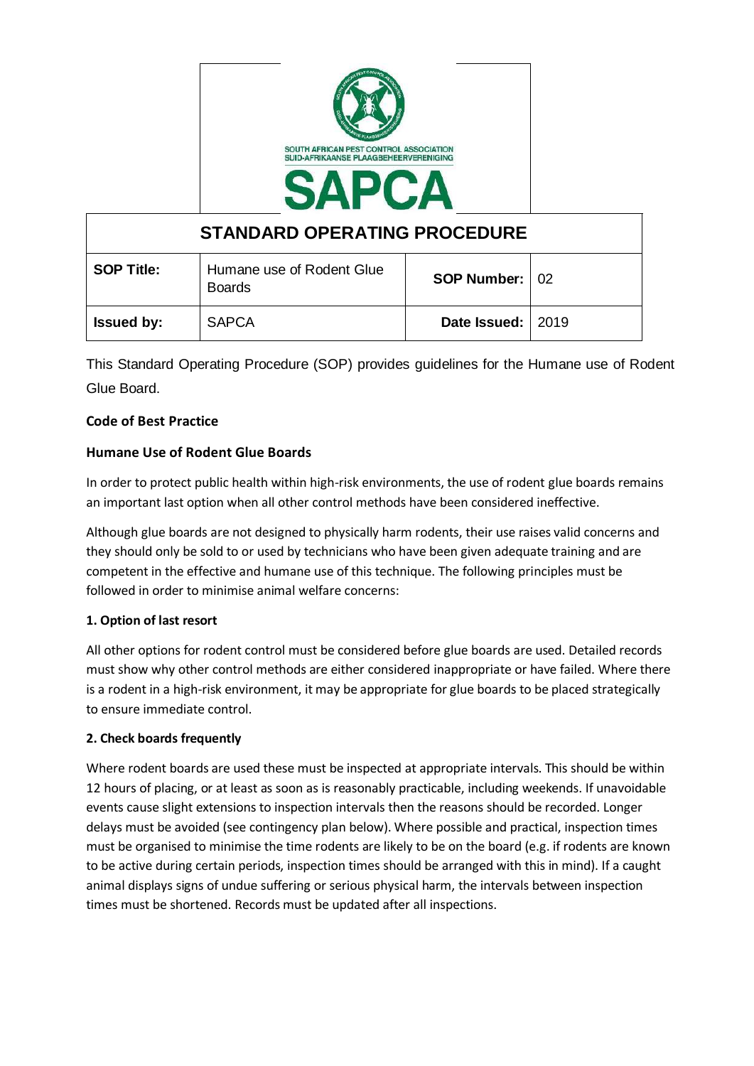SOUTH AFRICAN PEST CONTROL ASSOCIATION
SUID-AFRIKAANSE PLAAGBEHEERVERENIGING

**SAPCA**

# STANDARD OPERATING PROCEDURE

| **SOP Title:** | Humane use of Rodent Glue Boards | **SOP Number:** | 02 |
|---|---|---|---|
| **Issued by:** | SAPCA | **Date Issued:** | 2019 |

This Standard Operating Procedure (SOP) provides guidelines for the Humane use of Rodent Glue Board.

**Code of Best Practice**

**Humane Use of Rodent Glue Boards**

In order to protect public health within high-risk environments, the use of rodent glue boards remains an important last option when all other control methods have been considered ineffective.

Although glue boards are not designed to physically harm rodents, their use raises valid concerns and they should only be sold to or used by technicians who have been given adequate training and are competent in the effective and humane use of this technique. The following principles must be followed in order to minimise animal welfare concerns:

**1. Option of last resort**

All other options for rodent control must be considered before glue boards are used. Detailed records must show why other control methods are either considered inappropriate or have failed. Where there is a rodent in a high-risk environment, it may be appropriate for glue boards to be placed strategically to ensure immediate control.

**2. Check boards frequently**

Where rodent boards are used these must be inspected at appropriate intervals. This should be within 12 hours of placing, or at least as soon as is reasonably practicable, including weekends. If unavoidable events cause slight extensions to inspection intervals then the reasons should be recorded. Longer delays must be avoided (see contingency plan below). Where possible and practical, inspection times must be organised to minimise the time rodents are likely to be on the board (e.g. if rodents are known to be active during certain periods, inspection times should be arranged with this in mind). If a caught animal displays signs of undue suffering or serious physical harm, the intervals between inspection times must be shortened. Records must be updated after all inspections.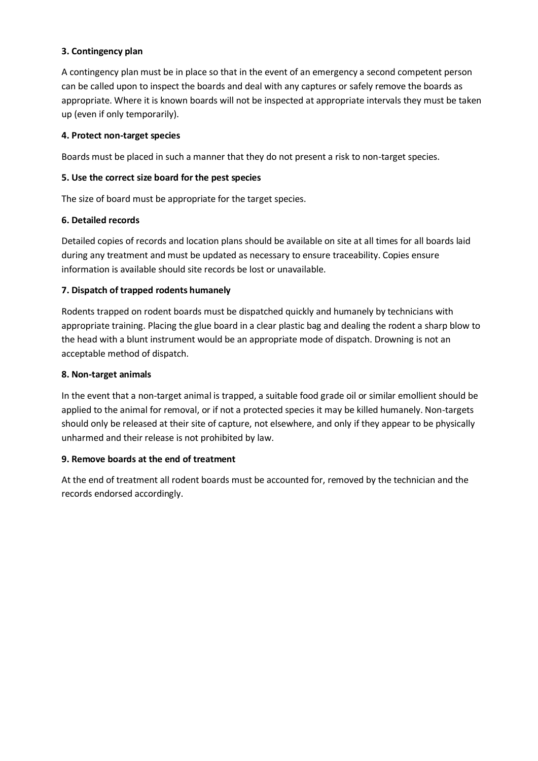**3. Contingency plan**

A contingency plan must be in place so that in the event of an emergency a second competent person can be called upon to inspect the boards and deal with any captures or safely remove the boards as appropriate. Where it is known boards will not be inspected at appropriate intervals they must be taken up (even if only temporarily).

**4. Protect non-target species**

Boards must be placed in such a manner that they do not present a risk to non-target species.

**5. Use the correct size board for the pest species**

The size of board must be appropriate for the target species.

**6. Detailed records**

Detailed copies of records and location plans should be available on site at all times for all boards laid during any treatment and must be updated as necessary to ensure traceability. Copies ensure information is available should site records be lost or unavailable.

**7. Dispatch of trapped rodents humanely**

Rodents trapped on rodent boards must be dispatched quickly and humanely by technicians with appropriate training. Placing the glue board in a clear plastic bag and dealing the rodent a sharp blow to the head with a blunt instrument would be an appropriate mode of dispatch. Drowning is not an acceptable method of dispatch.

**8. Non-target animals**

In the event that a non-target animal is trapped, a suitable food grade oil or similar emollient should be applied to the animal for removal, or if not a protected species it may be killed humanely. Non-targets should only be released at their site of capture, not elsewhere, and only if they appear to be physically unharmed and their release is not prohibited by law.

**9. Remove boards at the end of treatment**

At the end of treatment all rodent boards must be accounted for, removed by the technician and the records endorsed accordingly.